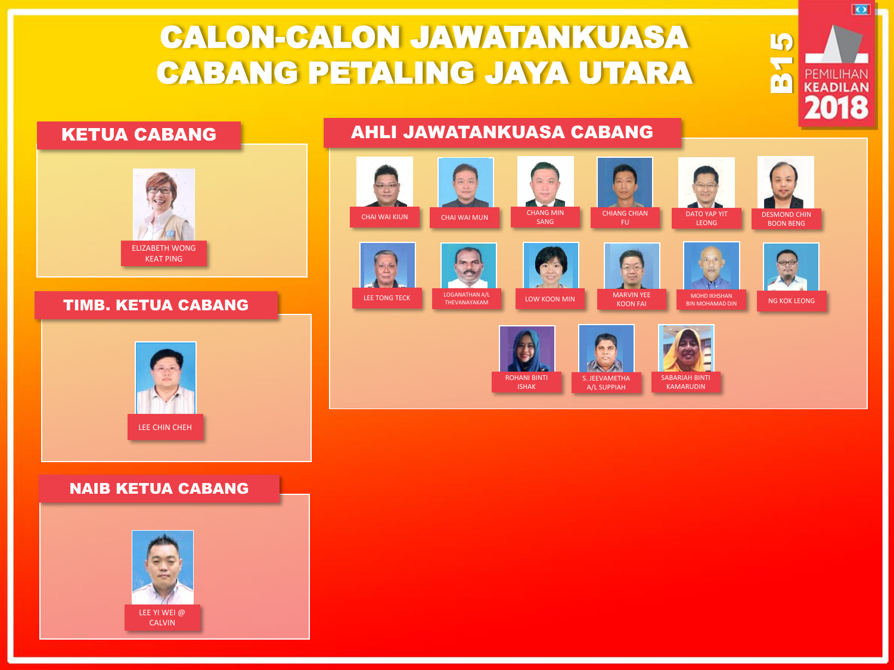# CALON-CALON JAWATANKUASA CABANG PETALING JAYA UTARA

B15 PEMILIHAN KEADILAN 2018

## KETUA CABANG

ELIZABETH WONG KEAT PING

## TIMB. KETUA CABANG

LEE CHIN CHEH

## NAIB KETUA CABANG

LEE YI WEI @ CALVIN

## AHLI JAWATANKUASA CABANG

- CHAI WAI KIUN
- CHAI WAI MUN
- CHANG MIN SANG
- CHIANG CHIAN FU
- DATO YAP YIT LEONG
- DESMOND CHIN BOON BENG
- LEE TONG TECK
- LOGANATHAN A/L THEVANAYAKAM
- LOW KOON MIN
- MARVIN YEE KOON FAI
- MOHD IKHSHAN BIN MOHAMAD DIN
- NG KOK LEONG
- ROHANI BINTI ISHAK
- S. JEEVAMETHA A/L SUPPIAH
- SABARIAH BINTI KAMARUDIN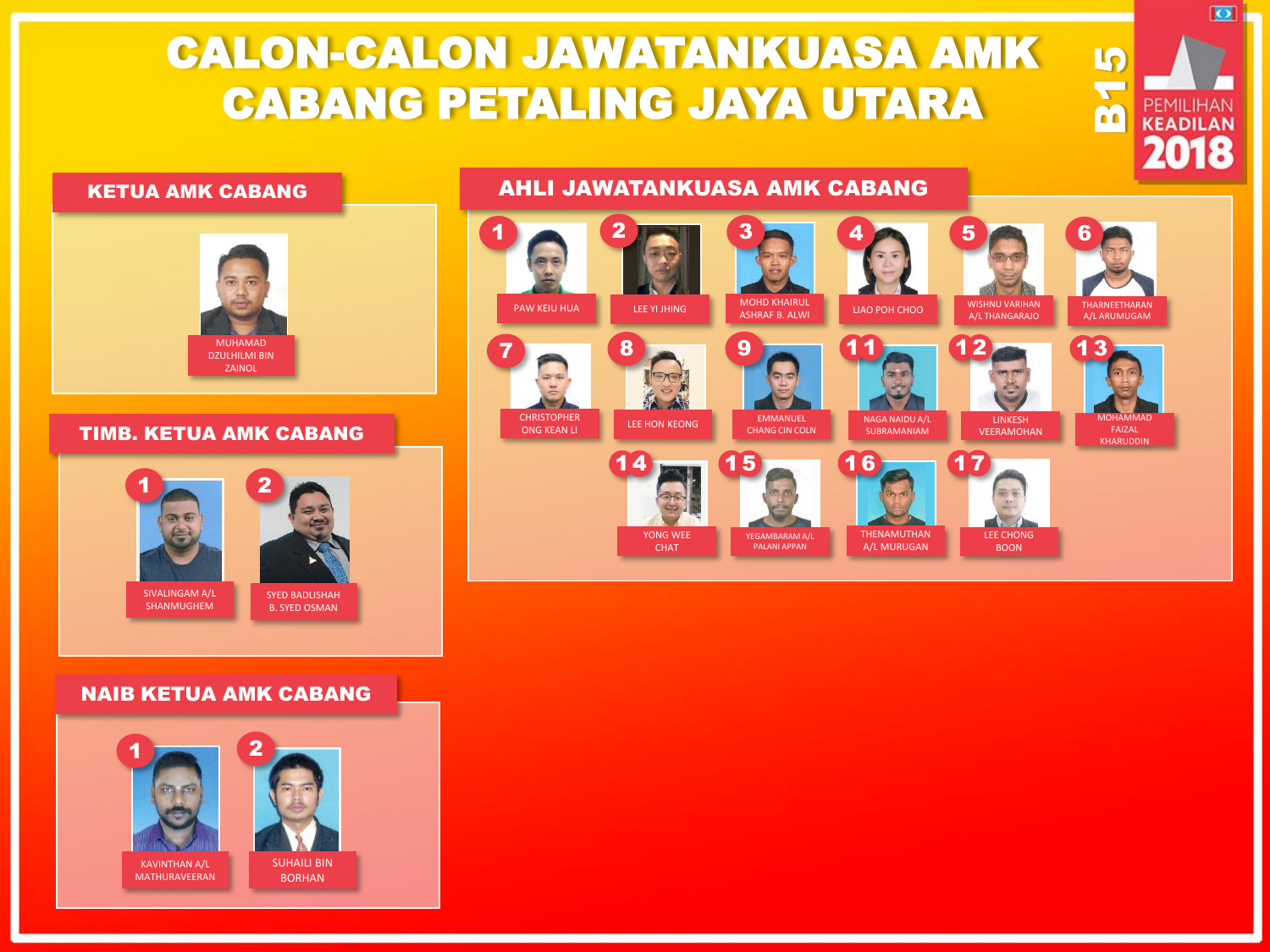# CALON-CALON JAWATANKUASA AMK CABANG PETALING JAYA UTARA

B15 — PEMILIHAN KEADILAN 2018

## KETUA AMK CABANG

MUHAMAD DZULHILMI BIN ZAINOL

## TIMB. KETUA AMK CABANG

1. SIVALINGAM A/L SHANMUGHEM
2. SYED BADLISHAH B. SYED OSMAN

## NAIB KETUA AMK CABANG

1. KAVINTHAN A/L MATHURAVEERAN
2. SUHAILI BIN BORHAN

## AHLI JAWATANKUASA AMK CABANG

1. PAW KEIU HUA
2. LEE YI JHING
3. MOHD KHAIRUL ASHRAF B. ALWI
4. LIAO POH CHOO
5. WISHNU VARIHAN A/L THANGARAJO
6. THARNEETHARAN A/L ARUMUGAM
7. CHRISTOPHER ONG KEAN LI
8. LEE HON KEONG
9. EMMANUEL CHANG CIN COLN
11. NAGA NAIDU A/L SUBRAMANIAM
12. LINKESH VEERAMOHAN
13. MOHAMMAD FAIZAL KHARUDDIN
14. YONG WEE CHAT
15. YEGAMBARAM A/L PALANI APPAN
16. THENAMUTHAN A/L MURUGAN
17. LEE CHONG BOON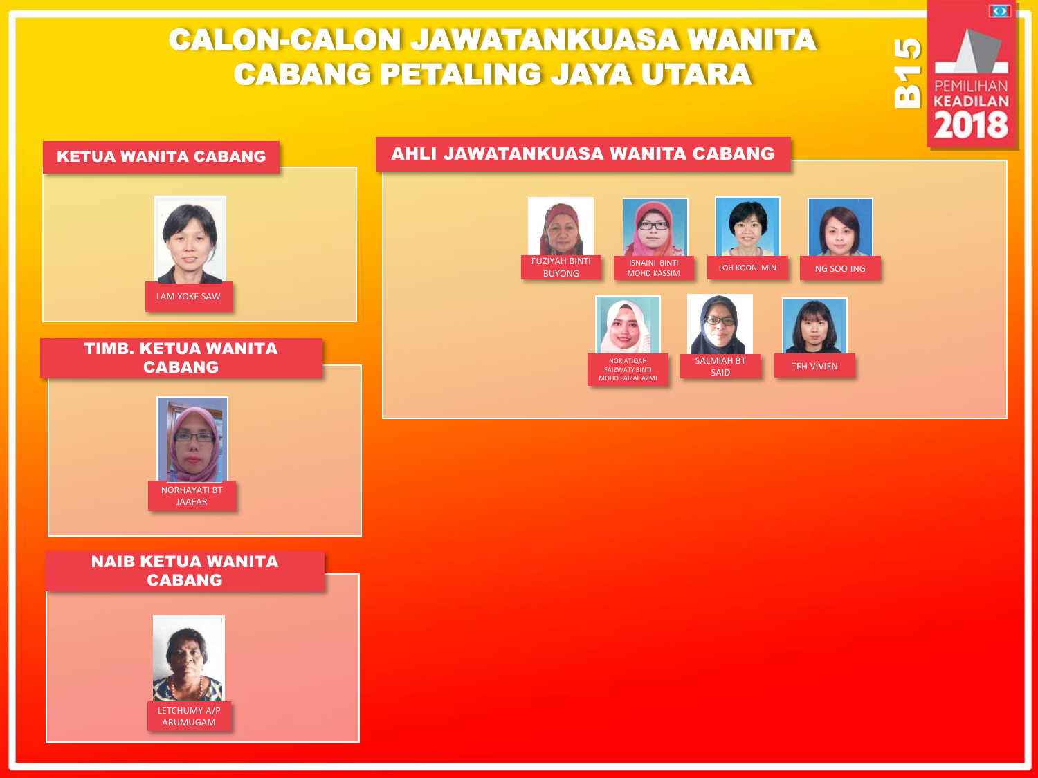# CALON-CALON JAWATANKUASA WANITA CABANG PETALING JAYA UTARA

B15

PEMILIHAN KEADILAN 2018

## KETUA WANITA CABANG

LAM YOKE SAW

## TIMB. KETUA WANITA CABANG

NORHAYATI BT JAAFAR

## NAIB KETUA WANITA CABANG

LETCHUMY A/P ARUMUGAM

## AHLI JAWATANKUASA WANITA CABANG

- FUZIYAH BINTI BUYONG
- ISNAINI BINTI MOHD KASSIM
- LOH KOON MIN
- NG SOO ING
- NOR ATIQAH FAIZWATY BINTI MOHD FAIZAL AZMI
- SALMIAH BT SAID
- TEH VIVIEN